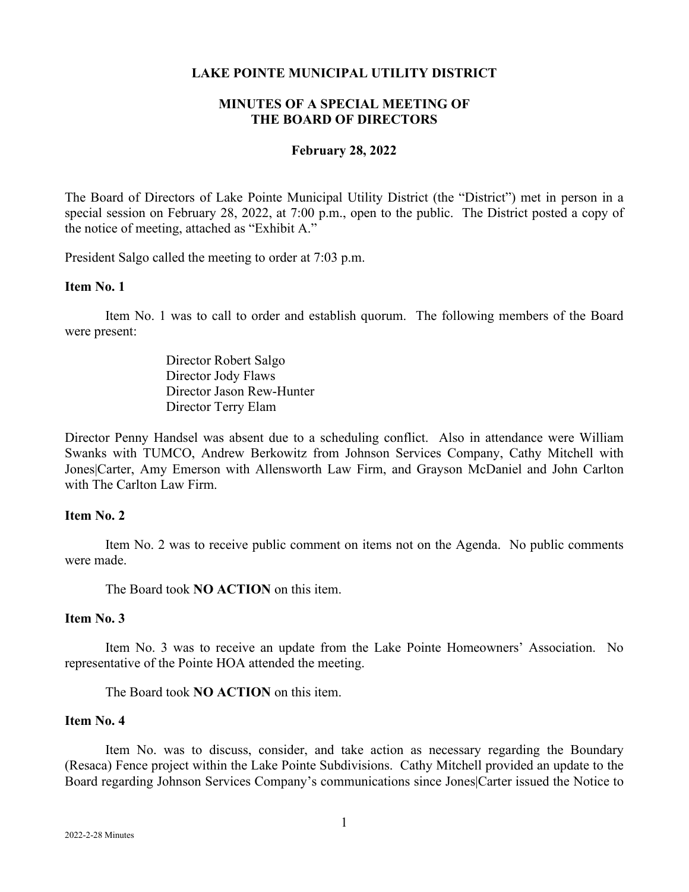# LAKE POINTE MUNICIPAL UTILITY DISTRICT

## MINUTES OF A SPECIAL MEETING OF THE BOARD OF DIRECTORS

### February 28, 2022

The Board of Directors of Lake Pointe Municipal Utility District (the "District") met in person in a special session on February 28, 2022, at 7:00 p.m., open to the public. The District posted a copy of the notice of meeting, attached as "Exhibit A."

President Salgo called the meeting to order at 7:03 p.m.

**Item No. 1**

Item No. 1 was to call to order and establish quorum. The following members of the Board were present:

Director Robert Salgo
Director Jody Flaws
Director Jason Rew-Hunter
Director Terry Elam

Director Penny Handsel was absent due to a scheduling conflict. Also in attendance were William Swanks with TUMCO, Andrew Berkowitz from Johnson Services Company, Cathy Mitchell with Jones|Carter, Amy Emerson with Allensworth Law Firm, and Grayson McDaniel and John Carlton with The Carlton Law Firm.

**Item No. 2**

Item No. 2 was to receive public comment on items not on the Agenda. No public comments were made.

The Board took **NO ACTION** on this item.

**Item No. 3**

Item No. 3 was to receive an update from the Lake Pointe Homeowners' Association. No representative of the Pointe HOA attended the meeting.

The Board took **NO ACTION** on this item.

**Item No. 4**

Item No. was to discuss, consider, and take action as necessary regarding the Boundary (Resaca) Fence project within the Lake Pointe Subdivisions. Cathy Mitchell provided an update to the Board regarding Johnson Services Company's communications since Jones|Carter issued the Notice to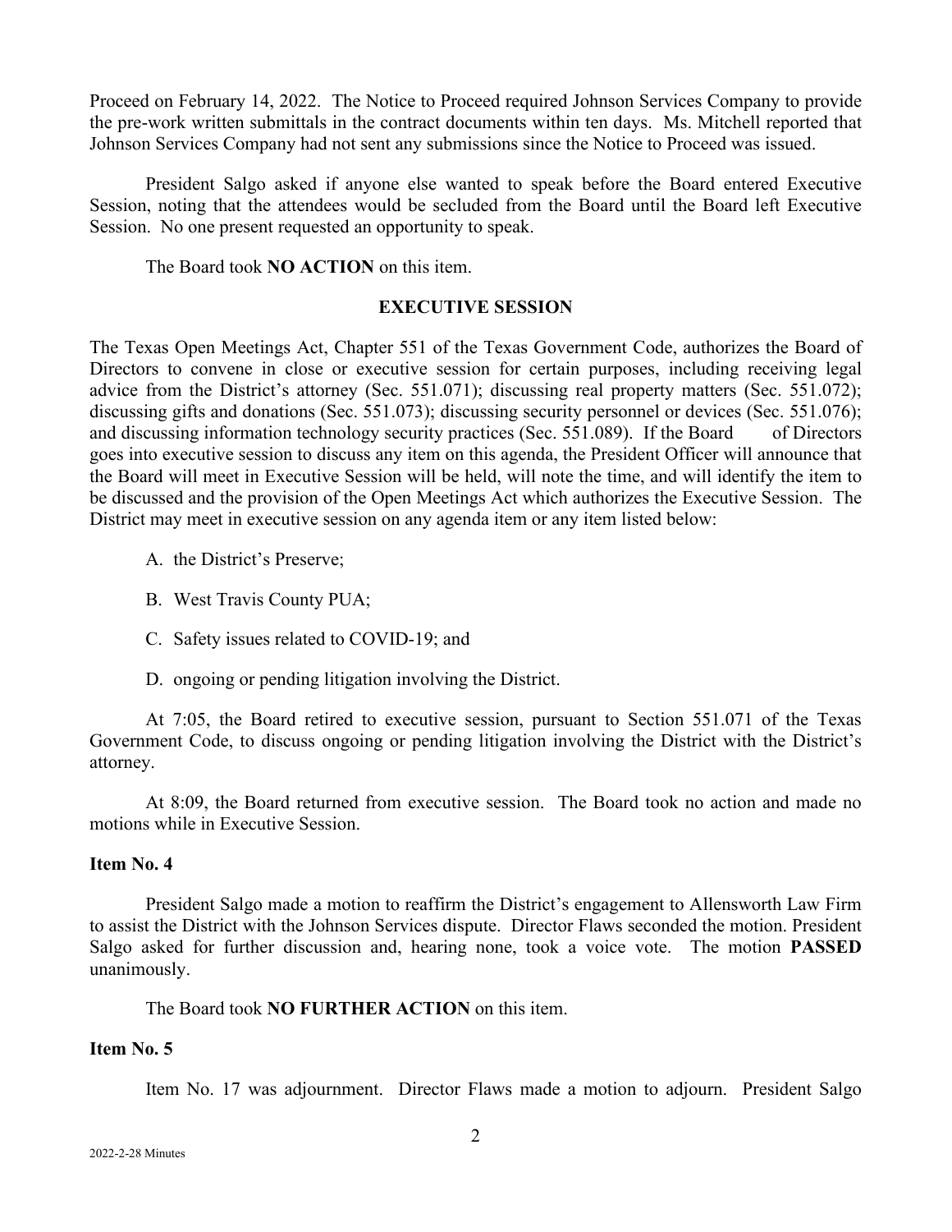Proceed on February 14, 2022. The Notice to Proceed required Johnson Services Company to provide the pre-work written submittals in the contract documents within ten days. Ms. Mitchell reported that Johnson Services Company had not sent any submissions since the Notice to Proceed was issued.

President Salgo asked if anyone else wanted to speak before the Board entered Executive Session, noting that the attendees would be secluded from the Board until the Board left Executive Session. No one present requested an opportunity to speak.

The Board took **NO ACTION** on this item.

## EXECUTIVE SESSION

The Texas Open Meetings Act, Chapter 551 of the Texas Government Code, authorizes the Board of Directors to convene in close or executive session for certain purposes, including receiving legal advice from the District's attorney (Sec. 551.071); discussing real property matters (Sec. 551.072); discussing gifts and donations (Sec. 551.073); discussing security personnel or devices (Sec. 551.076); and discussing information technology security practices (Sec. 551.089). If the Board of Directors goes into executive session to discuss any item on this agenda, the President Officer will announce that the Board will meet in Executive Session will be held, will note the time, and will identify the item to be discussed and the provision of the Open Meetings Act which authorizes the Executive Session. The District may meet in executive session on any agenda item or any item listed below:

A. the District's Preserve;

B. West Travis County PUA;

C. Safety issues related to COVID-19; and

D. ongoing or pending litigation involving the District.

At 7:05, the Board retired to executive session, pursuant to Section 551.071 of the Texas Government Code, to discuss ongoing or pending litigation involving the District with the District's attorney.

At 8:09, the Board returned from executive session. The Board took no action and made no motions while in Executive Session.

### Item No. 4

President Salgo made a motion to reaffirm the District's engagement to Allensworth Law Firm to assist the District with the Johnson Services dispute. Director Flaws seconded the motion. President Salgo asked for further discussion and, hearing none, took a voice vote. The motion **PASSED** unanimously.

The Board took **NO FURTHER ACTION** on this item.

### Item No. 5

Item No. 17 was adjournment. Director Flaws made a motion to adjourn. President Salgo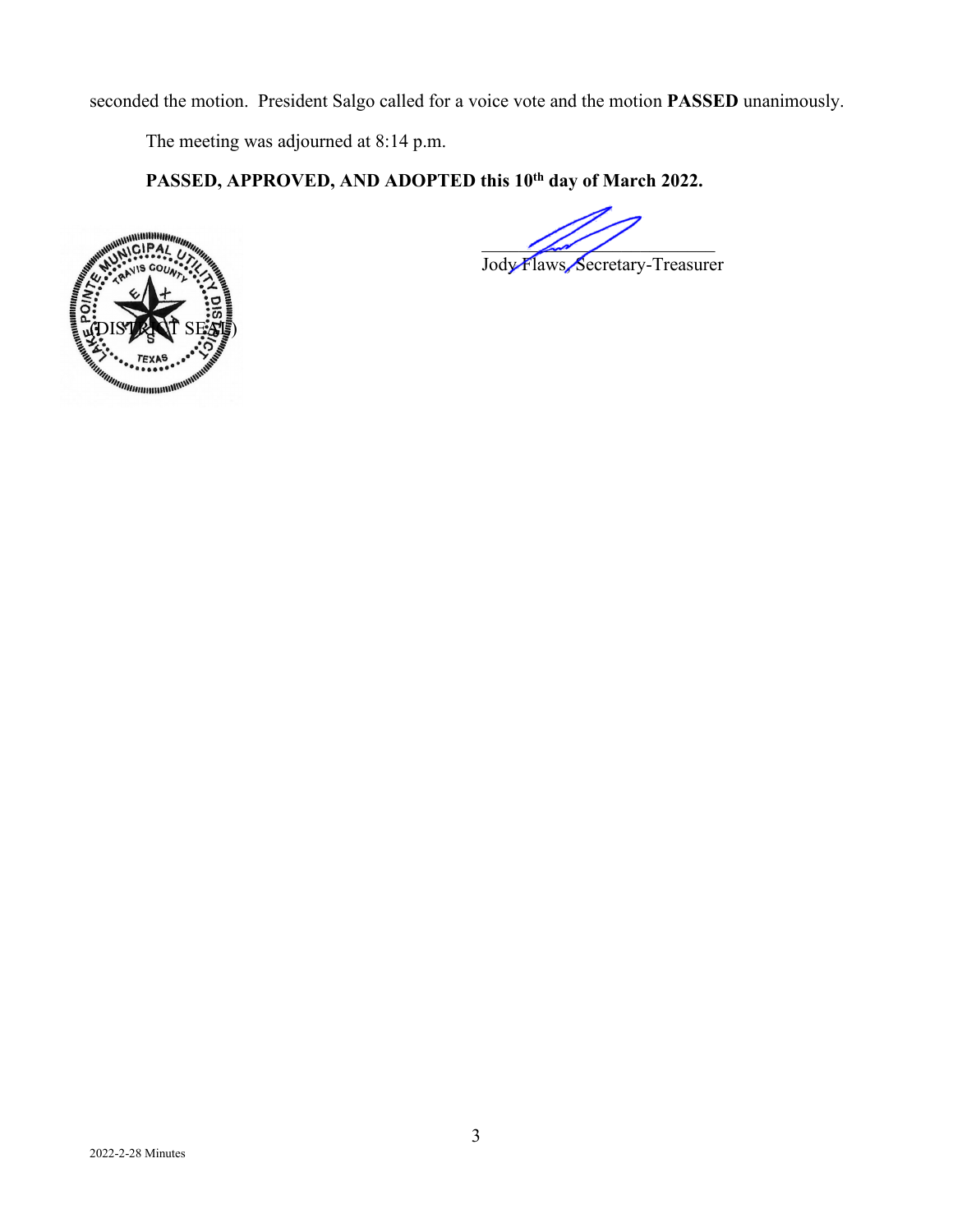seconded the motion. President Salgo called for a voice vote and the motion **PASSED** unanimously.

The meeting was adjourned at 8:14 p.m.

**PASSED, APPROVED, AND ADOPTED this 10th day of March 2022.**

(DISTRICT SEAL)

\_\_\_\_\_\_\_\_\_\_\_\_\_\_\_\_\_\_\_\_\_\_\_\_\_\_\_\_\_\_
Jody Flaws, Secretary-Treasurer

2022-2-28 Minutes